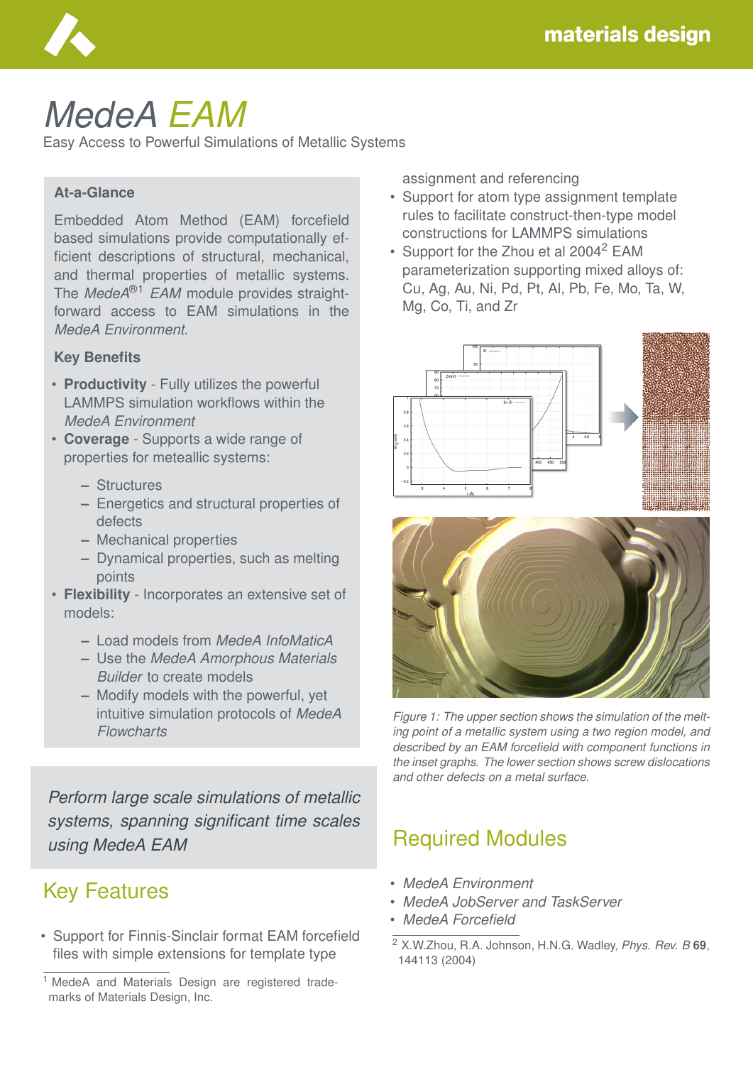# *MedeA EAM*

Easy Access to Powerful Simulations of Metallic Systems

### At-a-Glance

Embedded Atom Method (EAM) forcefield based simulations provide computationally efficient descriptions of structural, mechanical, and thermal properties of metallic systems. The *MedeA*®[1] *EAM* module provides straightforward access to EAM simulations in the *MedeA Environment*.

### Key Benefits

- **Productivity** - Fully utilizes the powerful LAMMPS simulation workflows within the *MedeA Environment*
- **Coverage** - Supports a wide range of properties for meteallic systems:
  - Structures
  - Energetics and structural properties of defects
  - Mechanical properties
  - Dynamical properties, such as melting points
- **Flexibility** - Incorporates an extensive set of models:
  - Load models from *MedeA InfoMaticA*
  - Use the *MedeA Amorphous Materials Builder* to create models
  - Modify models with the powerful, yet intuitive simulation protocols of *MedeA Flowcharts*

*Perform large scale simulations of metallic systems, spanning significant time scales using MedeA EAM*

## Key Features

- Support for Finnis-Sinclair format EAM forcefield files with simple extensions for template type assignment and referencing
- Support for atom type assignment template rules to facilitate construct-then-type model constructions for LAMMPS simulations
- Support for the Zhou et al 2004[2] EAM parameterization supporting mixed alloys of: Cu, Ag, Au, Ni, Pd, Pt, Al, Pb, Fe, Mo, Ta, W, Mg, Co, Ti, and Zr

*Figure 1: The upper section shows the simulation of the melting point of a metallic system using a two region model, and described by an EAM forcefield with component functions in the inset graphs. The lower section shows screw dislocations and other defects on a metal surface.*

## Required Modules

- *MedeA Environment*
- *MedeA JobServer and TaskServer*
- *MedeA Forcefield*

---

[1] MedeA and Materials Design are registered trademarks of Materials Design, Inc.

[2] X.W.Zhou, R.A. Johnson, H.N.G. Wadley, *Phys. Rev. B* **69**, 144113 (2004)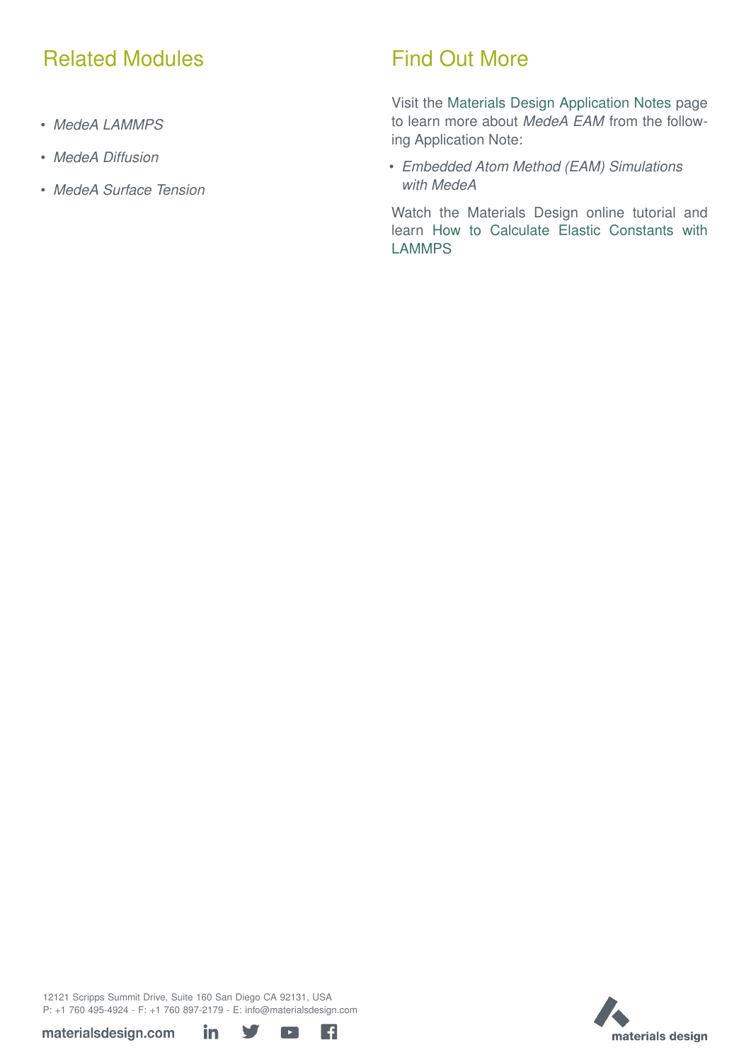## Related Modules

- *MedeA LAMMPS*
- *MedeA Diffusion*
- *MedeA Surface Tension*

## Find Out More

Visit the Materials Design Application Notes page to learn more about *MedeA EAM* from the following Application Note:

- *Embedded Atom Method (EAM) Simulations with MedeA*

Watch the Materials Design online tutorial and learn How to Calculate Elastic Constants with LAMMPS

12121 Scripps Summit Drive, Suite 160 San Diego CA 92131, USA
P: +1 760 495-4924 - F: +1 760 897-2179 - E: info@materialsdesign.com

materialsdesign.com